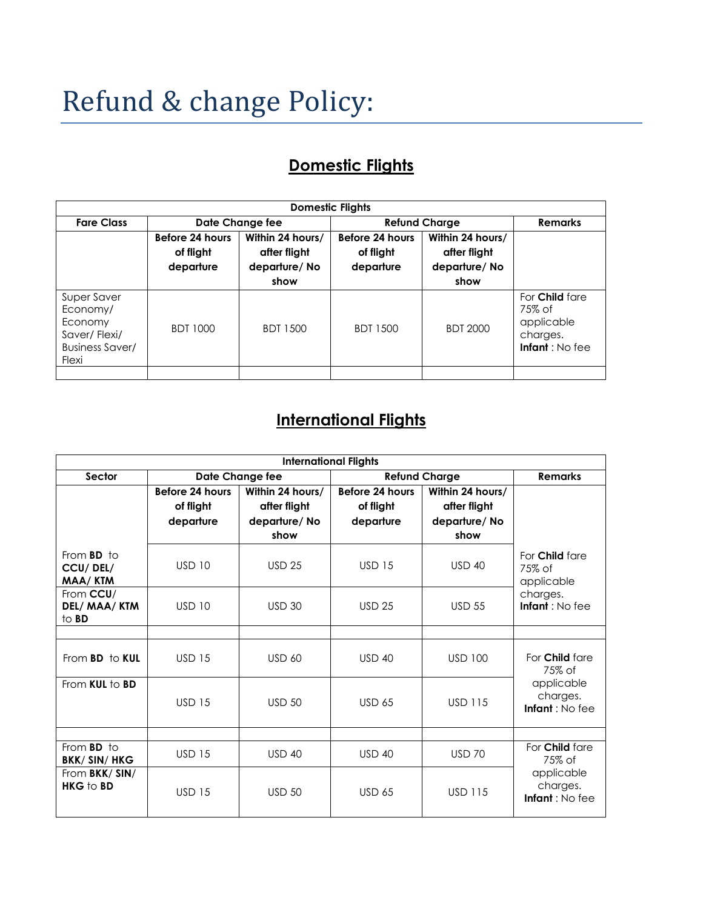# Refund & change Policy:

## Domestic Flights

| Domestic Flights | | | | | |
|---|---|---|---|---|---|
| **Fare Class** | **Date Change fee** | | **Refund Charge** | | **Remarks** |
| | **Before 24 hours of flight departure** | **Within 24 hours/ after flight departure/ No show** | **Before 24 hours of flight departure** | **Within 24 hours/ after flight departure/ No show** | |
| Super Saver Economy/ Economy Saver/ Flexi/ Business Saver/ Flexi | BDT 1000 | BDT 1500 | BDT 1500 | BDT 2000 | For **Child** fare 75% of applicable charges. **Infant** : No fee |
| | | | | | |

## International Flights

| International Flights | | | | | |
|---|---|---|---|---|---|
| **Sector** | **Date Change fee** | | **Refund Charge** | | **Remarks** |
| | **Before 24 hours of flight departure** | **Within 24 hours/ after flight departure/ No show** | **Before 24 hours of flight departure** | **Within 24 hours/ after flight departure/ No show** | |
| From **BD** to **CCU/ DEL/ MAA/ KTM** | USD 10 | USD 25 | USD 15 | USD 40 | For **Child** fare 75% of applicable charges. **Infant** : No fee |
| From **CCU/ DEL/ MAA/ KTM** to **BD** | USD 10 | USD 30 | USD 25 | USD 55 | |
| | | | | | |
| From **BD** to **KUL** | USD 15 | USD 60 | USD 40 | USD 100 | For **Child** fare 75% of applicable charges. **Infant** : No fee |
| From **KUL** to **BD** | USD 15 | USD 50 | USD 65 | USD 115 | |
| | | | | | |
| From **BD** to **BKK/ SIN/ HKG** | USD 15 | USD 40 | USD 40 | USD 70 | For **Child** fare 75% of applicable charges. **Infant** : No fee |
| From **BKK/ SIN/ HKG** to **BD** | USD 15 | USD 50 | USD 65 | USD 115 | |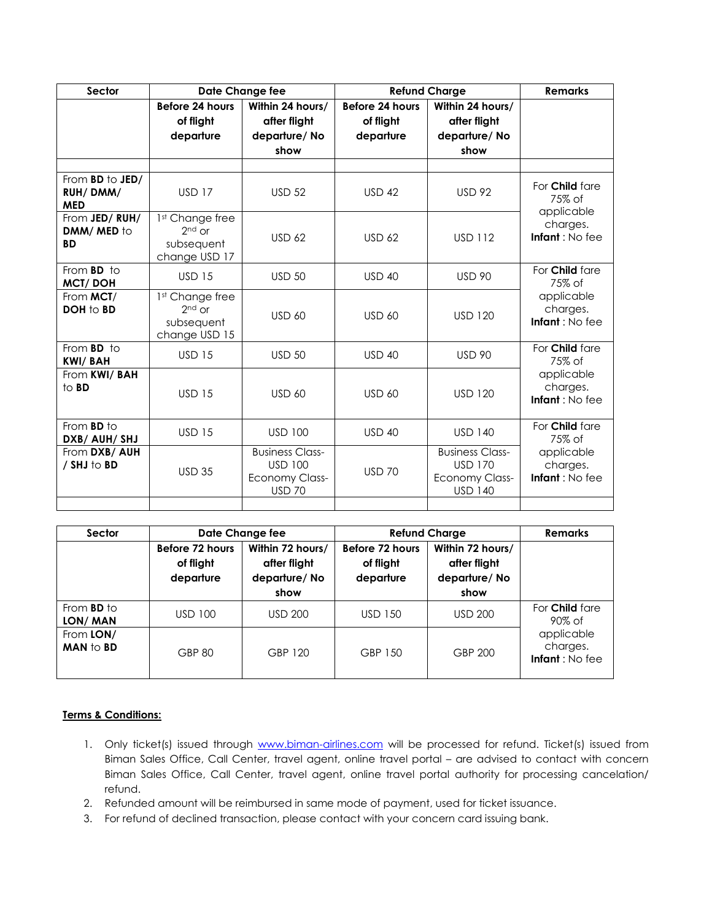| Sector | Date Change fee | | Refund Charge | | Remarks |
|---|---|---|---|---|---|
| | Before 24 hours of flight departure | Within 24 hours/ after flight departure/ No show | Before 24 hours of flight departure | Within 24 hours/ after flight departure/ No show | |
| | | | | | |
| From **BD** to **JED/ RUH/ DMM/ MED** | USD 17 | USD 52 | USD 42 | USD 92 | For **Child** fare 75% of applicable charges. **Infant** : No fee |
| From **JED/ RUH/ DMM/ MED** to **BD** | 1st Change free 2nd or subsequent change USD 17 | USD 62 | USD 62 | USD 112 | |
| From **BD** to **MCT/ DOH** | USD 15 | USD 50 | USD 40 | USD 90 | For **Child** fare 75% of applicable charges. **Infant** : No fee |
| From **MCT/ DOH** to **BD** | 1st Change free 2nd or subsequent change USD 15 | USD 60 | USD 60 | USD 120 | |
| From **BD** to **KWI/ BAH** | USD 15 | USD 50 | USD 40 | USD 90 | For **Child** fare 75% of applicable charges. **Infant** : No fee |
| From **KWI/ BAH** to **BD** | USD 15 | USD 60 | USD 60 | USD 120 | |
| From **BD** to **DXB/ AUH/ SHJ** | USD 15 | USD 100 | USD 40 | USD 140 | For **Child** fare 75% of applicable charges. **Infant** : No fee |
| From **DXB/ AUH / SHJ** to **BD** | USD 35 | Business Class- USD 100 Economy Class- USD 70 | USD 70 | Business Class- USD 170 Economy Class- USD 140 | |
| | | | | | |

| Sector | Date Change fee | | Refund Charge | | Remarks |
|---|---|---|---|---|---|
| | Before 72 hours of flight departure | Within 72 hours/ after flight departure/ No show | Before 72 hours of flight departure | Within 72 hours/ after flight departure/ No show | |
| From **BD** to **LON/ MAN** | USD 100 | USD 200 | USD 150 | USD 200 | For **Child** fare 90% of applicable charges. **Infant** : No fee |
| From **LON/ MAN** to **BD** | GBP 80 | GBP 120 | GBP 150 | GBP 200 | |

**Terms & Conditions:**

1. Only ticket(s) issued through [www.biman-airlines.com](http://www.biman-airlines.com) will be processed for refund. Ticket(s) issued from Biman Sales Office, Call Center, travel agent, online travel portal – are advised to contact with concern Biman Sales Office, Call Center, travel agent, online travel portal authority for processing cancelation/ refund.
2. Refunded amount will be reimbursed in same mode of payment, used for ticket issuance.
3. For refund of declined transaction, please contact with your concern card issuing bank.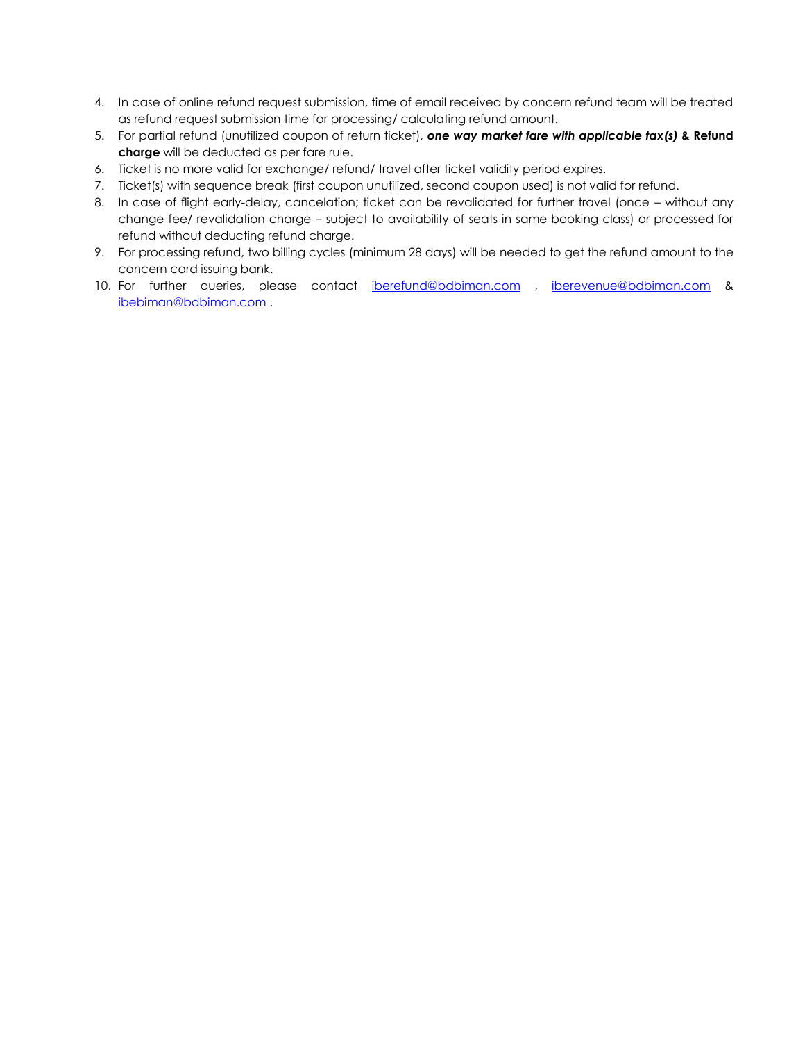4. In case of online refund request submission, time of email received by concern refund team will be treated as refund request submission time for processing/ calculating refund amount.
5. For partial refund (unutilized coupon of return ticket), ***one way market fare with applicable tax(s)*** **& Refund charge** will be deducted as per fare rule.
6. Ticket is no more valid for exchange/ refund/ travel after ticket validity period expires.
7. Ticket(s) with sequence break (first coupon unutilized, second coupon used) is not valid for refund.
8. In case of flight early-delay, cancelation; ticket can be revalidated for further travel (once – without any change fee/ revalidation charge – subject to availability of seats in same booking class) or processed for refund without deducting refund charge.
9. For processing refund, two billing cycles (minimum 28 days) will be needed to get the refund amount to the concern card issuing bank.
10. For further queries, please contact iberefund@bdbiman.com , iberevenue@bdbiman.com & ibebiman@bdbiman.com .